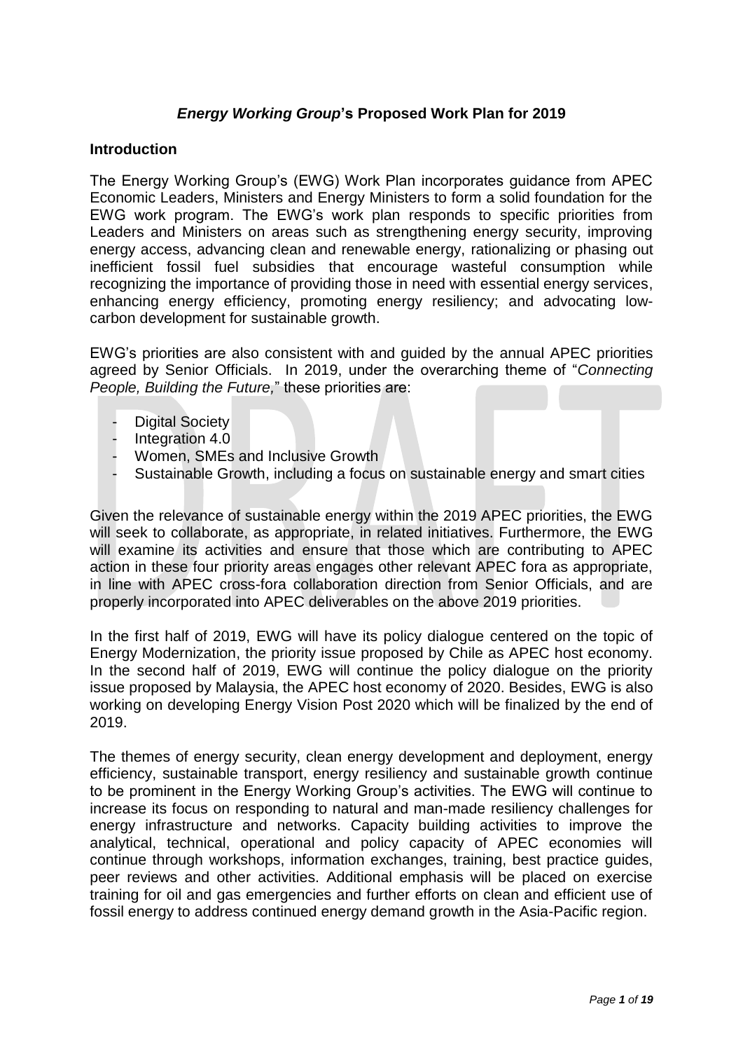# ***Energy Working Group*'s Proposed Work Plan for 2019**

## Introduction

The Energy Working Group's (EWG) Work Plan incorporates guidance from APEC Economic Leaders, Ministers and Energy Ministers to form a solid foundation for the EWG work program. The EWG's work plan responds to specific priorities from Leaders and Ministers on areas such as strengthening energy security, improving energy access, advancing clean and renewable energy, rationalizing or phasing out inefficient fossil fuel subsidies that encourage wasteful consumption while recognizing the importance of providing those in need with essential energy services, enhancing energy efficiency, promoting energy resiliency; and advocating low-carbon development for sustainable growth.

EWG's priorities are also consistent with and guided by the annual APEC priorities agreed by Senior Officials. In 2019, under the overarching theme of "*Connecting People, Building the Future,*" these priorities are:

- Digital Society
- Integration 4.0
- Women, SMEs and Inclusive Growth
- Sustainable Growth, including a focus on sustainable energy and smart cities

Given the relevance of sustainable energy within the 2019 APEC priorities, the EWG will seek to collaborate, as appropriate, in related initiatives. Furthermore, the EWG will examine its activities and ensure that those which are contributing to APEC action in these four priority areas engages other relevant APEC fora as appropriate, in line with APEC cross-fora collaboration direction from Senior Officials, and are properly incorporated into APEC deliverables on the above 2019 priorities.

In the first half of 2019, EWG will have its policy dialogue centered on the topic of Energy Modernization, the priority issue proposed by Chile as APEC host economy. In the second half of 2019, EWG will continue the policy dialogue on the priority issue proposed by Malaysia, the APEC host economy of 2020. Besides, EWG is also working on developing Energy Vision Post 2020 which will be finalized by the end of 2019.

The themes of energy security, clean energy development and deployment, energy efficiency, sustainable transport, energy resiliency and sustainable growth continue to be prominent in the Energy Working Group's activities. The EWG will continue to increase its focus on responding to natural and man-made resiliency challenges for energy infrastructure and networks. Capacity building activities to improve the analytical, technical, operational and policy capacity of APEC economies will continue through workshops, information exchanges, training, best practice guides, peer reviews and other activities. Additional emphasis will be placed on exercise training for oil and gas emergencies and further efforts on clean and efficient use of fossil energy to address continued energy demand growth in the Asia-Pacific region.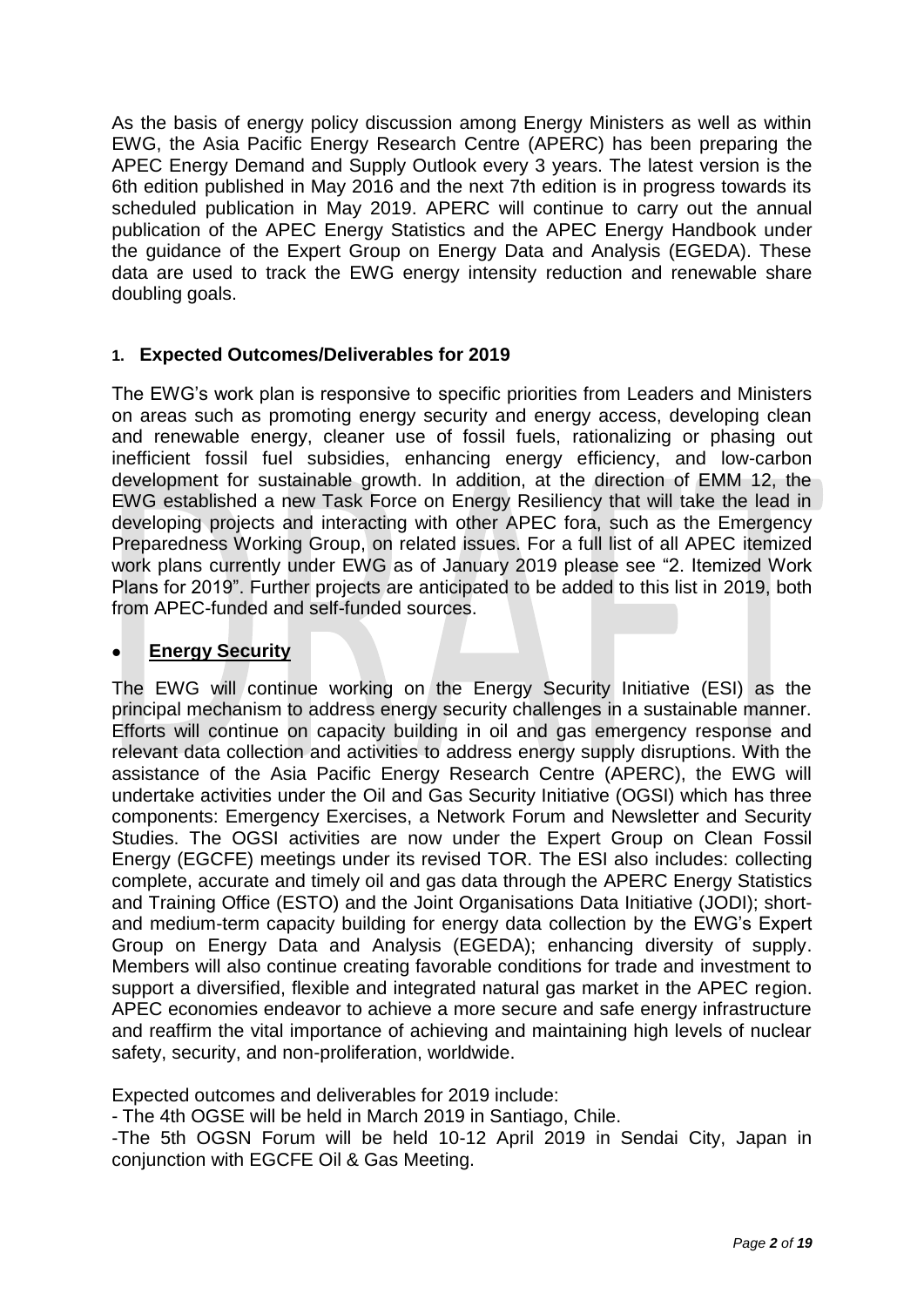As the basis of energy policy discussion among Energy Ministers as well as within EWG, the Asia Pacific Energy Research Centre (APERC) has been preparing the APEC Energy Demand and Supply Outlook every 3 years. The latest version is the 6th edition published in May 2016 and the next 7th edition is in progress towards its scheduled publication in May 2019. APERC will continue to carry out the annual publication of the APEC Energy Statistics and the APEC Energy Handbook under the guidance of the Expert Group on Energy Data and Analysis (EGEDA). These data are used to track the EWG energy intensity reduction and renewable share doubling goals.

## 1. Expected Outcomes/Deliverables for 2019

The EWG's work plan is responsive to specific priorities from Leaders and Ministers on areas such as promoting energy security and energy access, developing clean and renewable energy, cleaner use of fossil fuels, rationalizing or phasing out inefficient fossil fuel subsidies, enhancing energy efficiency, and low-carbon development for sustainable growth. In addition, at the direction of EMM 12, the EWG established a new Task Force on Energy Resiliency that will take the lead in developing projects and interacting with other APEC fora, such as the Emergency Preparedness Working Group, on related issues. For a full list of all APEC itemized work plans currently under EWG as of January 2019 please see "2. Itemized Work Plans for 2019". Further projects are anticipated to be added to this list in 2019, both from APEC-funded and self-funded sources.

- **Energy Security**

The EWG will continue working on the Energy Security Initiative (ESI) as the principal mechanism to address energy security challenges in a sustainable manner. Efforts will continue on capacity building in oil and gas emergency response and relevant data collection and activities to address energy supply disruptions. With the assistance of the Asia Pacific Energy Research Centre (APERC), the EWG will undertake activities under the Oil and Gas Security Initiative (OGSI) which has three components: Emergency Exercises, a Network Forum and Newsletter and Security Studies. The OGSI activities are now under the Expert Group on Clean Fossil Energy (EGCFE) meetings under its revised TOR. The ESI also includes: collecting complete, accurate and timely oil and gas data through the APERC Energy Statistics and Training Office (ESTO) and the Joint Organisations Data Initiative (JODI); short- and medium-term capacity building for energy data collection by the EWG's Expert Group on Energy Data and Analysis (EGEDA); enhancing diversity of supply. Members will also continue creating favorable conditions for trade and investment to support a diversified, flexible and integrated natural gas market in the APEC region. APEC economies endeavor to achieve a more secure and safe energy infrastructure and reaffirm the vital importance of achieving and maintaining high levels of nuclear safety, security, and non-proliferation, worldwide.

Expected outcomes and deliverables for 2019 include:

- The 4th OGSE will be held in March 2019 in Santiago, Chile.
- The 5th OGSN Forum will be held 10-12 April 2019 in Sendai City, Japan in conjunction with EGCFE Oil & Gas Meeting.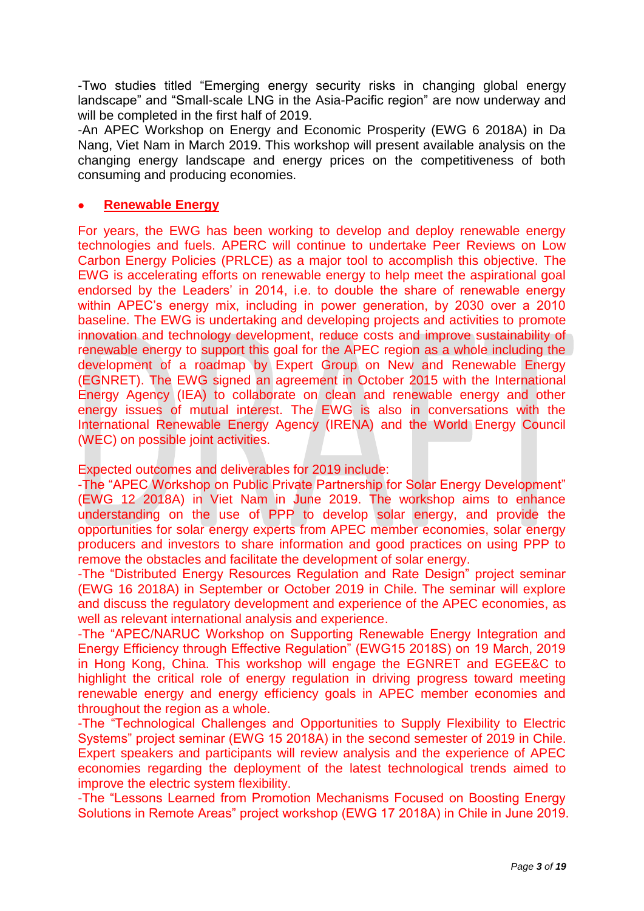-Two studies titled "Emerging energy security risks in changing global energy landscape" and "Small-scale LNG in the Asia-Pacific region" are now underway and will be completed in the first half of 2019.
-An APEC Workshop on Energy and Economic Prosperity (EWG 6 2018A) in Da Nang, Viet Nam in March 2019. This workshop will present available analysis on the changing energy landscape and energy prices on the competitiveness of both consuming and producing economies.

- **Renewable Energy**

For years, the EWG has been working to develop and deploy renewable energy technologies and fuels. APERC will continue to undertake Peer Reviews on Low Carbon Energy Policies (PRLCE) as a major tool to accomplish this objective. The EWG is accelerating efforts on renewable energy to help meet the aspirational goal endorsed by the Leaders' in 2014, i.e. to double the share of renewable energy within APEC's energy mix, including in power generation, by 2030 over a 2010 baseline. The EWG is undertaking and developing projects and activities to promote innovation and technology development, reduce costs and improve sustainability of renewable energy to support this goal for the APEC region as a whole including the development of a roadmap by Expert Group on New and Renewable Energy (EGNRET). The EWG signed an agreement in October 2015 with the International Energy Agency (IEA) to collaborate on clean and renewable energy and other energy issues of mutual interest. The EWG is also in conversations with the International Renewable Energy Agency (IRENA) and the World Energy Council (WEC) on possible joint activities.

Expected outcomes and deliverables for 2019 include:
-The "APEC Workshop on Public Private Partnership for Solar Energy Development" (EWG 12 2018A) in Viet Nam in June 2019. The workshop aims to enhance understanding on the use of PPP to develop solar energy, and provide the opportunities for solar energy experts from APEC member economies, solar energy producers and investors to share information and good practices on using PPP to remove the obstacles and facilitate the development of solar energy.
-The "Distributed Energy Resources Regulation and Rate Design" project seminar (EWG 16 2018A) in September or October 2019 in Chile. The seminar will explore and discuss the regulatory development and experience of the APEC economies, as well as relevant international analysis and experience.
-The "APEC/NARUC Workshop on Supporting Renewable Energy Integration and Energy Efficiency through Effective Regulation" (EWG15 2018S) on 19 March, 2019 in Hong Kong, China. This workshop will engage the EGNRET and EGEE&C to highlight the critical role of energy regulation in driving progress toward meeting renewable energy and energy efficiency goals in APEC member economies and throughout the region as a whole.
-The "Technological Challenges and Opportunities to Supply Flexibility to Electric Systems" project seminar (EWG 15 2018A) in the second semester of 2019 in Chile. Expert speakers and participants will review analysis and the experience of APEC economies regarding the deployment of the latest technological trends aimed to improve the electric system flexibility.
-The "Lessons Learned from Promotion Mechanisms Focused on Boosting Energy Solutions in Remote Areas" project workshop (EWG 17 2018A) in Chile in June 2019.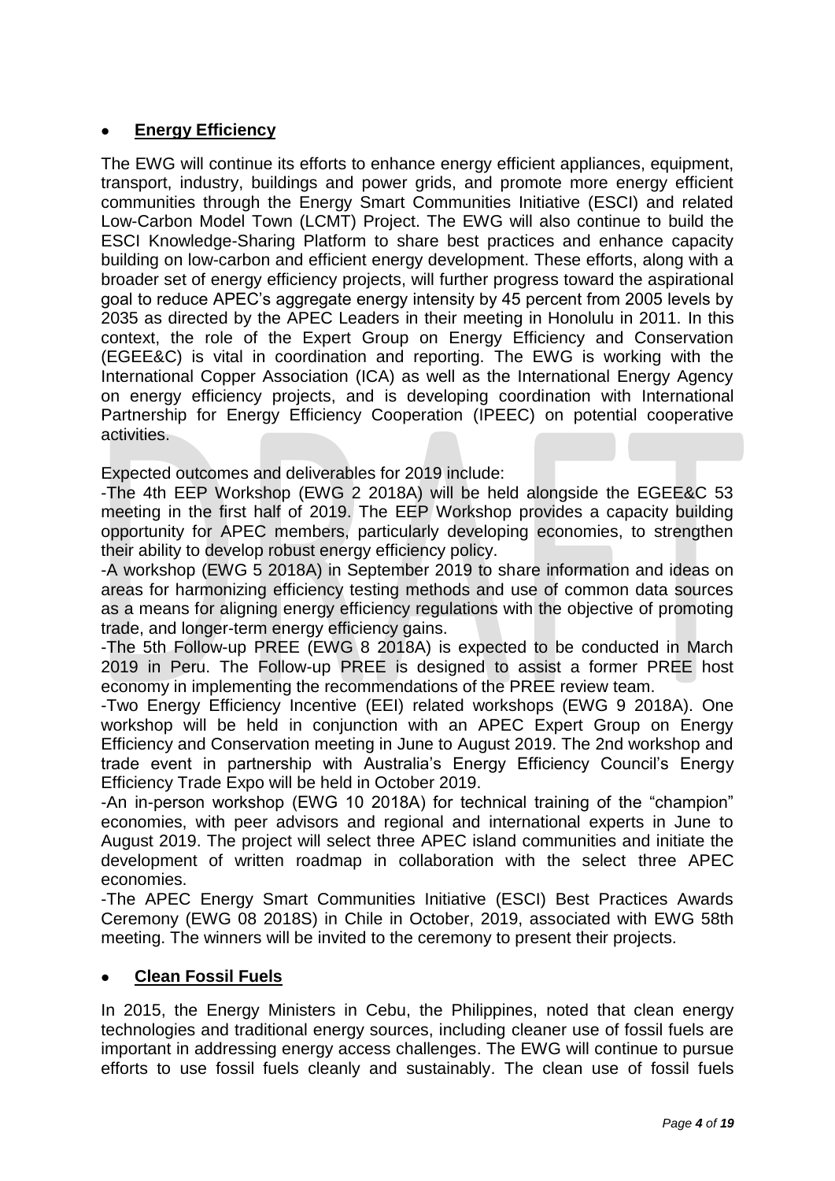- **Energy Efficiency**

The EWG will continue its efforts to enhance energy efficient appliances, equipment, transport, industry, buildings and power grids, and promote more energy efficient communities through the Energy Smart Communities Initiative (ESCI) and related Low-Carbon Model Town (LCMT) Project. The EWG will also continue to build the ESCI Knowledge-Sharing Platform to share best practices and enhance capacity building on low-carbon and efficient energy development. These efforts, along with a broader set of energy efficiency projects, will further progress toward the aspirational goal to reduce APEC's aggregate energy intensity by 45 percent from 2005 levels by 2035 as directed by the APEC Leaders in their meeting in Honolulu in 2011. In this context, the role of the Expert Group on Energy Efficiency and Conservation (EGEE&C) is vital in coordination and reporting. The EWG is working with the International Copper Association (ICA) as well as the International Energy Agency on energy efficiency projects, and is developing coordination with International Partnership for Energy Efficiency Cooperation (IPEEC) on potential cooperative activities.

Expected outcomes and deliverables for 2019 include:

-The 4th EEP Workshop (EWG 2 2018A) will be held alongside the EGEE&C 53 meeting in the first half of 2019. The EEP Workshop provides a capacity building opportunity for APEC members, particularly developing economies, to strengthen their ability to develop robust energy efficiency policy.

-A workshop (EWG 5 2018A) in September 2019 to share information and ideas on areas for harmonizing efficiency testing methods and use of common data sources as a means for aligning energy efficiency regulations with the objective of promoting trade, and longer-term energy efficiency gains.

-The 5th Follow-up PREE (EWG 8 2018A) is expected to be conducted in March 2019 in Peru. The Follow-up PREE is designed to assist a former PREE host economy in implementing the recommendations of the PREE review team.

-Two Energy Efficiency Incentive (EEI) related workshops (EWG 9 2018A). One workshop will be held in conjunction with an APEC Expert Group on Energy Efficiency and Conservation meeting in June to August 2019. The 2nd workshop and trade event in partnership with Australia's Energy Efficiency Council's Energy Efficiency Trade Expo will be held in October 2019.

-An in-person workshop (EWG 10 2018A) for technical training of the "champion" economies, with peer advisors and regional and international experts in June to August 2019. The project will select three APEC island communities and initiate the development of written roadmap in collaboration with the select three APEC economies.

-The APEC Energy Smart Communities Initiative (ESCI) Best Practices Awards Ceremony (EWG 08 2018S) in Chile in October, 2019, associated with EWG 58th meeting. The winners will be invited to the ceremony to present their projects.

- **Clean Fossil Fuels**

In 2015, the Energy Ministers in Cebu, the Philippines, noted that clean energy technologies and traditional energy sources, including cleaner use of fossil fuels are important in addressing energy access challenges. The EWG will continue to pursue efforts to use fossil fuels cleanly and sustainably. The clean use of fossil fuels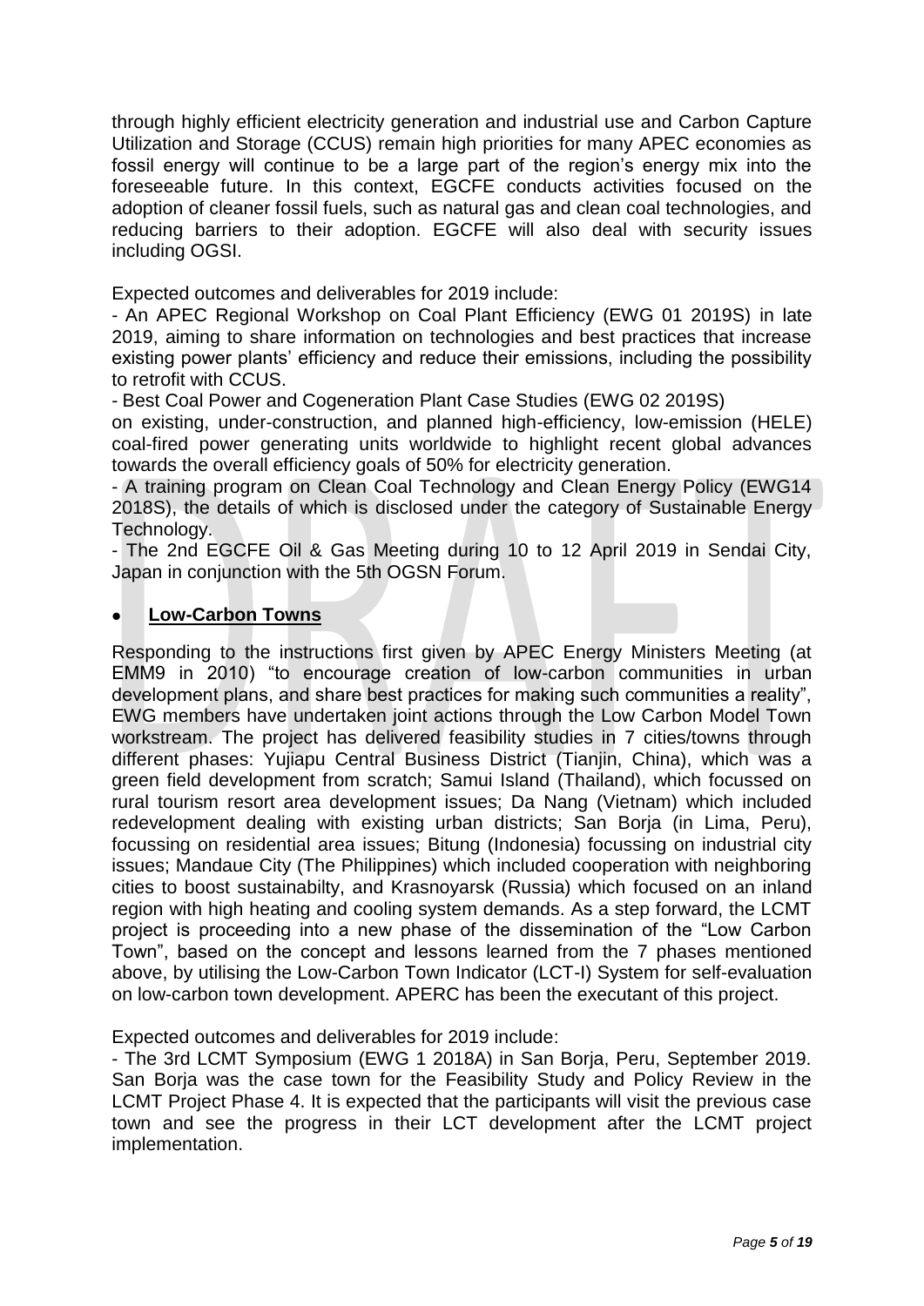through highly efficient electricity generation and industrial use and Carbon Capture Utilization and Storage (CCUS) remain high priorities for many APEC economies as fossil energy will continue to be a large part of the region's energy mix into the foreseeable future. In this context, EGCFE conducts activities focused on the adoption of cleaner fossil fuels, such as natural gas and clean coal technologies, and reducing barriers to their adoption. EGCFE will also deal with security issues including OGSI.

Expected outcomes and deliverables for 2019 include:

- An APEC Regional Workshop on Coal Plant Efficiency (EWG 01 2019S) in late 2019, aiming to share information on technologies and best practices that increase existing power plants' efficiency and reduce their emissions, including the possibility to retrofit with CCUS.
- Best Coal Power and Cogeneration Plant Case Studies (EWG 02 2019S) on existing, under-construction, and planned high-efficiency, low-emission (HELE) coal-fired power generating units worldwide to highlight recent global advances towards the overall efficiency goals of 50% for electricity generation.
- A training program on Clean Coal Technology and Clean Energy Policy (EWG14 2018S), the details of which is disclosed under the category of Sustainable Energy Technology.
- The 2nd EGCFE Oil & Gas Meeting during 10 to 12 April 2019 in Sendai City, Japan in conjunction with the 5th OGSN Forum.

- **Low-Carbon Towns**

Responding to the instructions first given by APEC Energy Ministers Meeting (at EMM9 in 2010) "to encourage creation of low-carbon communities in urban development plans, and share best practices for making such communities a reality", EWG members have undertaken joint actions through the Low Carbon Model Town workstream. The project has delivered feasibility studies in 7 cities/towns through different phases: Yujiapu Central Business District (Tianjin, China), which was a green field development from scratch; Samui Island (Thailand), which focussed on rural tourism resort area development issues; Da Nang (Vietnam) which included redevelopment dealing with existing urban districts; San Borja (in Lima, Peru), focussing on residential area issues; Bitung (Indonesia) focussing on industrial city issues; Mandaue City (The Philippines) which included cooperation with neighboring cities to boost sustainabilty, and Krasnoyarsk (Russia) which focused on an inland region with high heating and cooling system demands. As a step forward, the LCMT project is proceeding into a new phase of the dissemination of the "Low Carbon Town", based on the concept and lessons learned from the 7 phases mentioned above, by utilising the Low-Carbon Town Indicator (LCT-I) System for self-evaluation on low-carbon town development. APERC has been the executant of this project.

Expected outcomes and deliverables for 2019 include:

- The 3rd LCMT Symposium (EWG 1 2018A) in San Borja, Peru, September 2019. San Borja was the case town for the Feasibility Study and Policy Review in the LCMT Project Phase 4. It is expected that the participants will visit the previous case town and see the progress in their LCT development after the LCMT project implementation.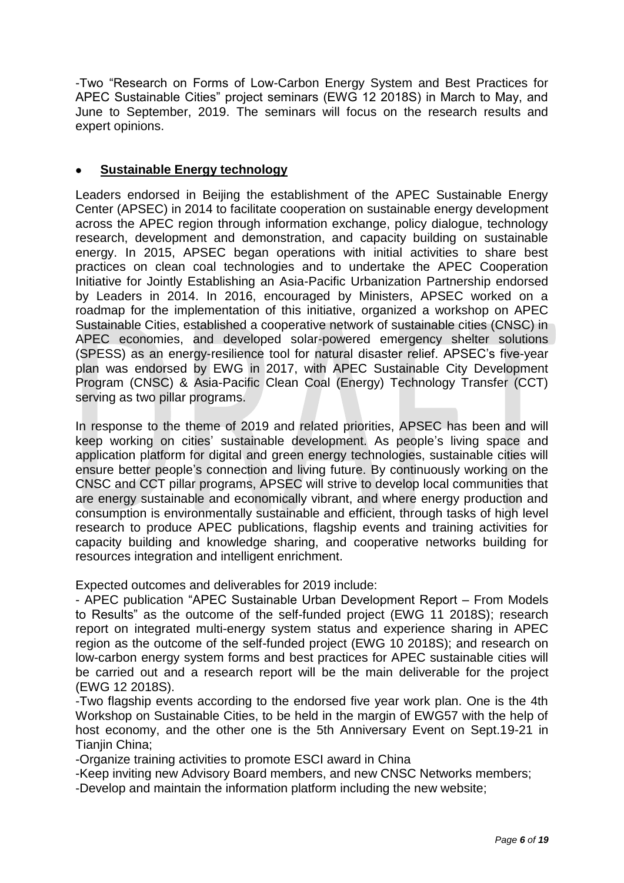-Two "Research on Forms of Low-Carbon Energy System and Best Practices for APEC Sustainable Cities" project seminars (EWG 12 2018S) in March to May, and June to September, 2019. The seminars will focus on the research results and expert opinions.

- **Sustainable Energy technology**

Leaders endorsed in Beijing the establishment of the APEC Sustainable Energy Center (APSEC) in 2014 to facilitate cooperation on sustainable energy development across the APEC region through information exchange, policy dialogue, technology research, development and demonstration, and capacity building on sustainable energy. In 2015, APSEC began operations with initial activities to share best practices on clean coal technologies and to undertake the APEC Cooperation Initiative for Jointly Establishing an Asia-Pacific Urbanization Partnership endorsed by Leaders in 2014. In 2016, encouraged by Ministers, APSEC worked on a roadmap for the implementation of this initiative, organized a workshop on APEC Sustainable Cities, established a cooperative network of sustainable cities (CNSC) in APEC economies, and developed solar-powered emergency shelter solutions (SPESS) as an energy-resilience tool for natural disaster relief. APSEC's five-year plan was endorsed by EWG in 2017, with APEC Sustainable City Development Program (CNSC) & Asia-Pacific Clean Coal (Energy) Technology Transfer (CCT) serving as two pillar programs.

In response to the theme of 2019 and related priorities, APSEC has been and will keep working on cities' sustainable development. As people's living space and application platform for digital and green energy technologies, sustainable cities will ensure better people's connection and living future. By continuously working on the CNSC and CCT pillar programs, APSEC will strive to develop local communities that are energy sustainable and economically vibrant, and where energy production and consumption is environmentally sustainable and efficient, through tasks of high level research to produce APEC publications, flagship events and training activities for capacity building and knowledge sharing, and cooperative networks building for resources integration and intelligent enrichment.

Expected outcomes and deliverables for 2019 include:

- APEC publication "APEC Sustainable Urban Development Report – From Models to Results" as the outcome of the self-funded project (EWG 11 2018S); research report on integrated multi-energy system status and experience sharing in APEC region as the outcome of the self-funded project (EWG 10 2018S); and research on low-carbon energy system forms and best practices for APEC sustainable cities will be carried out and a research report will be the main deliverable for the project (EWG 12 2018S).

-Two flagship events according to the endorsed five year work plan. One is the 4th Workshop on Sustainable Cities, to be held in the margin of EWG57 with the help of host economy, and the other one is the 5th Anniversary Event on Sept.19-21 in Tianjin China;

-Organize training activities to promote ESCI award in China

-Keep inviting new Advisory Board members, and new CNSC Networks members;

-Develop and maintain the information platform including the new website;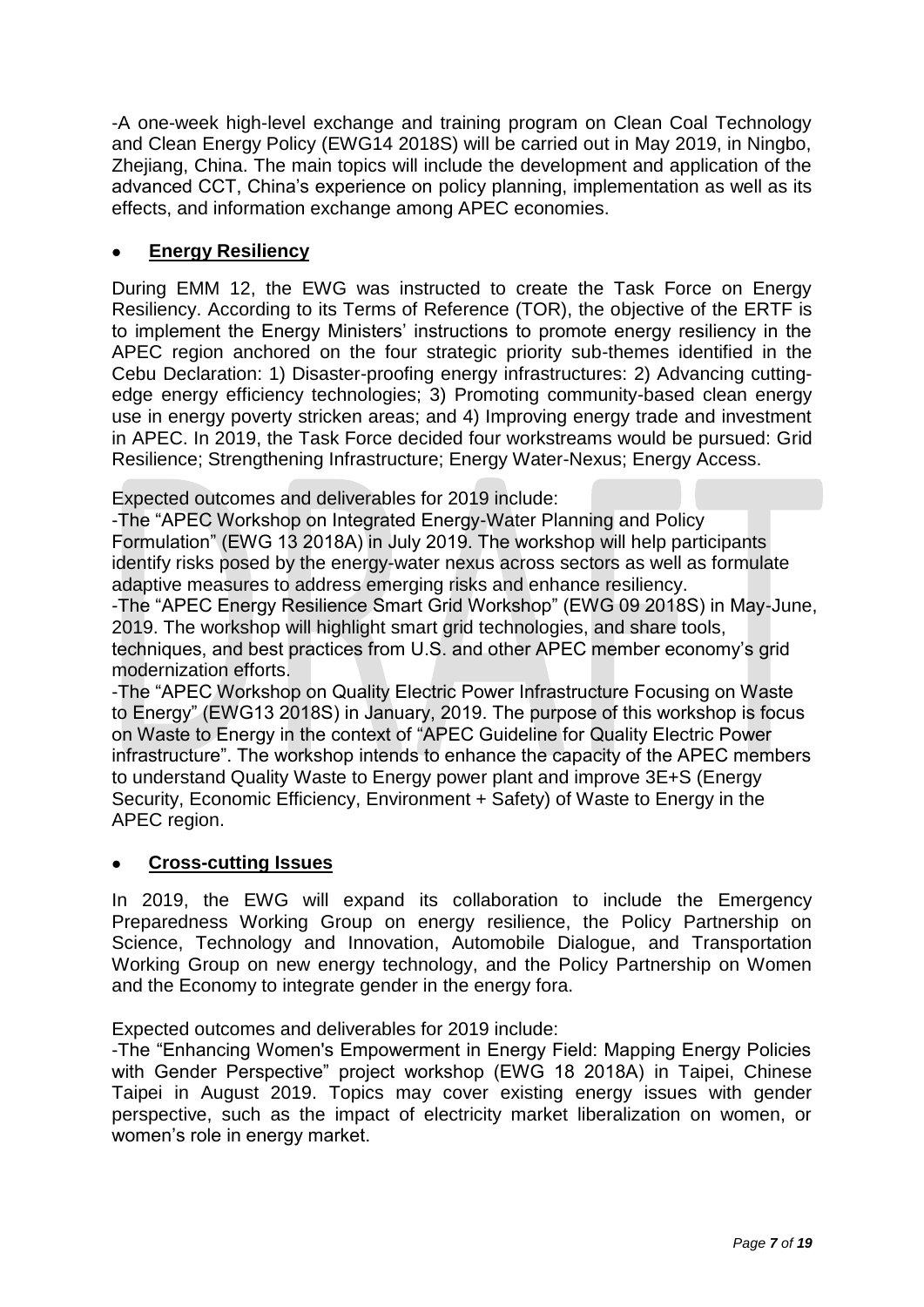-A one-week high-level exchange and training program on Clean Coal Technology and Clean Energy Policy (EWG14 2018S) will be carried out in May 2019, in Ningbo, Zhejiang, China. The main topics will include the development and application of the advanced CCT, China's experience on policy planning, implementation as well as its effects, and information exchange among APEC economies.

- **Energy Resiliency**

During EMM 12, the EWG was instructed to create the Task Force on Energy Resiliency. According to its Terms of Reference (TOR), the objective of the ERTF is to implement the Energy Ministers' instructions to promote energy resiliency in the APEC region anchored on the four strategic priority sub-themes identified in the Cebu Declaration: 1) Disaster-proofing energy infrastructures: 2) Advancing cutting-edge energy efficiency technologies; 3) Promoting community-based clean energy use in energy poverty stricken areas; and 4) Improving energy trade and investment in APEC. In 2019, the Task Force decided four workstreams would be pursued: Grid Resilience; Strengthening Infrastructure; Energy Water-Nexus; Energy Access.

Expected outcomes and deliverables for 2019 include:

-The "APEC Workshop on Integrated Energy-Water Planning and Policy Formulation" (EWG 13 2018A) in July 2019. The workshop will help participants identify risks posed by the energy-water nexus across sectors as well as formulate adaptive measures to address emerging risks and enhance resiliency.

-The "APEC Energy Resilience Smart Grid Workshop" (EWG 09 2018S) in May-June, 2019. The workshop will highlight smart grid technologies, and share tools, techniques, and best practices from U.S. and other APEC member economy's grid modernization efforts.

-The "APEC Workshop on Quality Electric Power Infrastructure Focusing on Waste to Energy" (EWG13 2018S) in January, 2019. The purpose of this workshop is focus on Waste to Energy in the context of "APEC Guideline for Quality Electric Power infrastructure". The workshop intends to enhance the capacity of the APEC members to understand Quality Waste to Energy power plant and improve 3E+S (Energy Security, Economic Efficiency, Environment + Safety) of Waste to Energy in the APEC region.

- **Cross-cutting Issues**

In 2019, the EWG will expand its collaboration to include the Emergency Preparedness Working Group on energy resilience, the Policy Partnership on Science, Technology and Innovation, Automobile Dialogue, and Transportation Working Group on new energy technology, and the Policy Partnership on Women and the Economy to integrate gender in the energy fora.

Expected outcomes and deliverables for 2019 include:

-The "Enhancing Women's Empowerment in Energy Field: Mapping Energy Policies with Gender Perspective" project workshop (EWG 18 2018A) in Taipei, Chinese Taipei in August 2019. Topics may cover existing energy issues with gender perspective, such as the impact of electricity market liberalization on women, or women's role in energy market.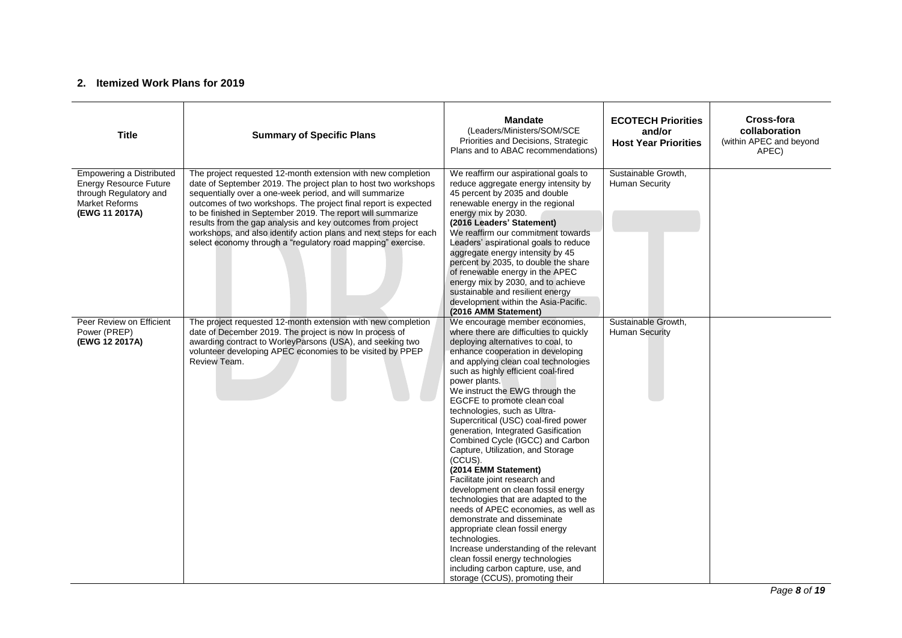## 2. Itemized Work Plans for 2019

| Title | Summary of Specific Plans | Mandate (Leaders/Ministers/SOM/SCE Priorities and Decisions, Strategic Plans and to ABAC recommendations) | ECOTECH Priorities and/or Host Year Priorities | Cross-fora collaboration (within APEC and beyond APEC) |
|---|---|---|---|---|
| Empowering a Distributed Energy Resource Future through Regulatory and Market Reforms **(EWG 11 2017A)** | The project requested 12-month extension with new completion date of September 2019. The project plan to host two workshops sequentially over a one-week period, and will summarize outcomes of two workshops. The project final report is expected to be finished in September 2019. The report will summarize results from the gap analysis and key outcomes from project workshops, and also identify action plans and next steps for each select economy through a "regulatory road mapping" exercise. | We reaffirm our aspirational goals to reduce aggregate energy intensity by 45 percent by 2035 and double renewable energy in the regional energy mix by 2030. **(2016 Leaders' Statement)** We reaffirm our commitment towards Leaders' aspirational goals to reduce aggregate energy intensity by 45 percent by 2035, to double the share of renewable energy in the APEC energy mix by 2030, and to achieve sustainable and resilient energy development within the Asia-Pacific. **(2016 AMM Statement)** | Sustainable Growth, Human Security | |
| Peer Review on Efficient Power (PREP) **(EWG 12 2017A)** | The project requested 12-month extension with new completion date of December 2019. The project is now In process of awarding contract to WorleyParsons (USA), and seeking two volunteer developing APEC economies to be visited by PPEP Review Team. | We encourage member economies, where there are difficulties to quickly deploying alternatives to coal, to enhance cooperation in developing and applying clean coal technologies such as highly efficient coal-fired power plants. We instruct the EWG through the EGCFE to promote clean coal technologies, such as Ultra-Supercritical (USC) coal-fired power generation, Integrated Gasification Combined Cycle (IGCC) and Carbon Capture, Utilization, and Storage (CCUS). **(2014 EMM Statement)** Facilitate joint research and development on clean fossil energy technologies that are adapted to the needs of APEC economies, as well as demonstrate and disseminate appropriate clean fossil energy technologies. Increase understanding of the relevant clean fossil energy technologies including carbon capture, use, and storage (CCUS), promoting their | Sustainable Growth, Human Security | |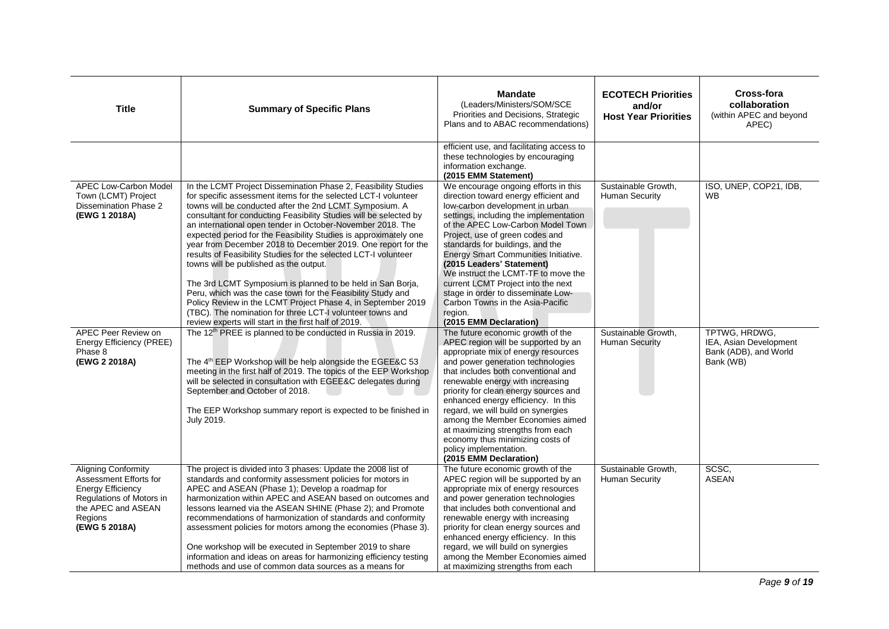| Title | Summary of Specific Plans | Mandate (Leaders/Ministers/SOM/SCE Priorities and Decisions, Strategic Plans and to ABAC recommendations) | ECOTECH Priorities and/or Host Year Priorities | Cross-fora collaboration (within APEC and beyond APEC) |
|---|---|---|---|---|
| | | efficient use, and facilitating access to these technologies by encouraging information exchange. **(2015 EMM Statement)** | | |
| APEC Low-Carbon Model Town (LCMT) Project Dissemination Phase 2 **(EWG 1 2018A)** | In the LCMT Project Dissemination Phase 2, Feasibility Studies for specific assessment items for the selected LCT-I volunteer towns will be conducted after the 2nd LCMT Symposium. A consultant for conducting Feasibility Studies will be selected by an international open tender in October-November 2018. The expected period for the Feasibility Studies is approximately one year from December 2018 to December 2019. One report for the results of Feasibility Studies for the selected LCT-I volunteer towns will be published as the output.<br><br>The 3rd LCMT Symposium is planned to be held in San Borja, Peru, which was the case town for the Feasibility Study and Policy Review in the LCMT Project Phase 4, in September 2019 (TBC). The nomination for three LCT-I volunteer towns and review experts will start in the first half of 2019. | We encourage ongoing efforts in this direction toward energy efficient and low-carbon development in urban settings, including the implementation of the APEC Low-Carbon Model Town Project, use of green codes and standards for buildings, and the Energy Smart Communities Initiative. **(2015 Leaders' Statement)**<br>We instruct the LCMT-TF to move the current LCMT Project into the next stage in order to disseminate Low-Carbon Towns in the Asia-Pacific region. **(2015 EMM Declaration)** | Sustainable Growth, Human Security | ISO, UNEP, COP21, IDB, WB |
| APEC Peer Review on Energy Efficiency (PREE) Phase 8 **(EWG 2 2018A)** | The 12th PREE is planned to be conducted in Russia in 2019.<br><br>The 4th EEP Workshop will be help alongside the EGEE&C 53 meeting in the first half of 2019. The topics of the EEP Workshop will be selected in consultation with EGEE&C delegates during September and October of 2018.<br><br>The EEP Workshop summary report is expected to be finished in July 2019. | The future economic growth of the APEC region will be supported by an appropriate mix of energy resources and power generation technologies that includes both conventional and renewable energy with increasing priority for clean energy sources and enhanced energy efficiency. In this regard, we will build on synergies among the Member Economies aimed at maximizing strengths from each economy thus minimizing costs of policy implementation. **(2015 EMM Declaration)** | Sustainable Growth, Human Security | TPTWG, HRDWG, IEA, Asian Development Bank (ADB), and World Bank (WB) |
| Aligning Conformity Assessment Efforts for Energy Efficiency Regulations of Motors in the APEC and ASEAN Regions **(EWG 5 2018A)** | The project is divided into 3 phases: Update the 2008 list of standards and conformity assessment policies for motors in APEC and ASEAN (Phase 1); Develop a roadmap for harmonization within APEC and ASEAN based on outcomes and lessons learned via the ASEAN SHINE (Phase 2); and Promote recommendations of harmonization of standards and conformity assessment policies for motors among the economies (Phase 3).<br><br>One workshop will be executed in September 2019 to share information and ideas on areas for harmonizing efficiency testing methods and use of common data sources as a means for | The future economic growth of the APEC region will be supported by an appropriate mix of energy resources and power generation technologies that includes both conventional and renewable energy with increasing priority for clean energy sources and enhanced energy efficiency. In this regard, we will build on synergies among the Member Economies aimed at maximizing strengths from each | Sustainable Growth, Human Security | SCSC, ASEAN |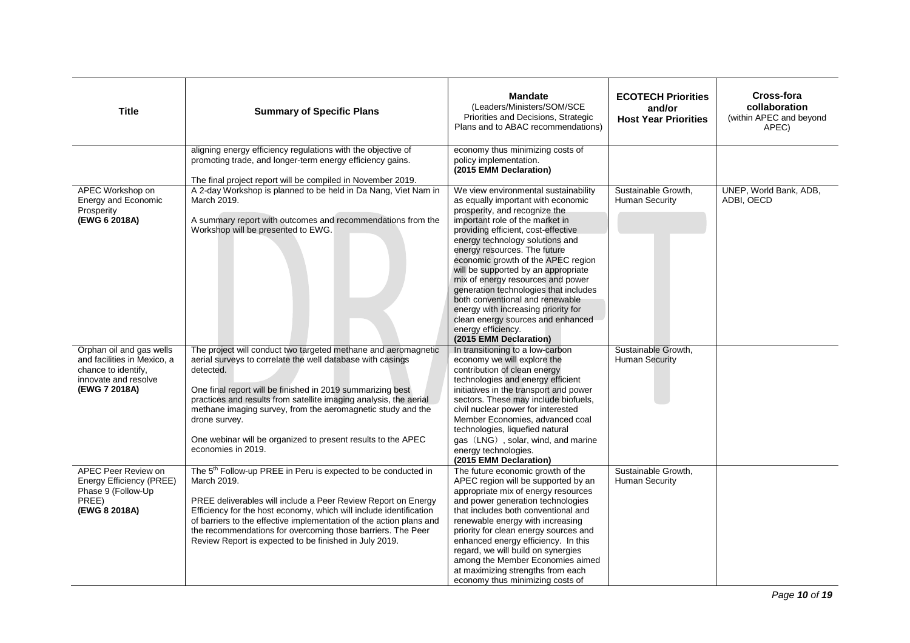| Title | Summary of Specific Plans | Mandate (Leaders/Ministers/SOM/SCE Priorities and Decisions, Strategic Plans and to ABAC recommendations) | ECOTECH Priorities and/or Host Year Priorities | Cross-fora collaboration (within APEC and beyond APEC) |
|---|---|---|---|---|
| | aligning energy efficiency regulations with the objective of promoting trade, and longer-term energy efficiency gains.<br><br>The final project report will be compiled in November 2019. | economy thus minimizing costs of policy implementation.<br>**(2015 EMM Declaration)** | | |
| APEC Workshop on Energy and Economic Prosperity<br>**(EWG 6 2018A)** | A 2-day Workshop is planned to be held in Da Nang, Viet Nam in March 2019.<br><br>A summary report with outcomes and recommendations from the Workshop will be presented to EWG. | We view environmental sustainability as equally important with economic prosperity, and recognize the important role of the market in providing efficient, cost-effective energy technology solutions and energy resources. The future economic growth of the APEC region will be supported by an appropriate mix of energy resources and power generation technologies that includes both conventional and renewable energy with increasing priority for clean energy sources and enhanced energy efficiency.<br>**(2015 EMM Declaration)** | Sustainable Growth, Human Security | UNEP, World Bank, ADB, ADBI, OECD |
| Orphan oil and gas wells and facilities in Mexico, a chance to identify, innovate and resolve<br>**(EWG 7 2018A)** | The project will conduct two targeted methane and aeromagnetic aerial surveys to correlate the well database with casings detected.<br><br>One final report will be finished in 2019 summarizing best practices and results from satellite imaging analysis, the aerial methane imaging survey, from the aeromagnetic study and the drone survey.<br><br>One webinar will be organized to present results to the APEC economies in 2019. | In transitioning to a low-carbon economy we will explore the contribution of clean energy technologies and energy efficient initiatives in the transport and power sectors. These may include biofuels, civil nuclear power for interested Member Economies, advanced coal technologies, liquefied natural gas（LNG）, solar, wind, and marine energy technologies.<br>**(2015 EMM Declaration)** | Sustainable Growth, Human Security | |
| APEC Peer Review on Energy Efficiency (PREE) Phase 9 (Follow-Up PREE)<br>**(EWG 8 2018A)** | The 5th Follow-up PREE in Peru is expected to be conducted in March 2019.<br><br>PREE deliverables will include a Peer Review Report on Energy Efficiency for the host economy, which will include identification of barriers to the effective implementation of the action plans and the recommendations for overcoming those barriers. The Peer Review Report is expected to be finished in July 2019. | The future economic growth of the APEC region will be supported by an appropriate mix of energy resources and power generation technologies that includes both conventional and renewable energy with increasing priority for clean energy sources and enhanced energy efficiency. In this regard, we will build on synergies among the Member Economies aimed at maximizing strengths from each economy thus minimizing costs of | Sustainable Growth, Human Security | |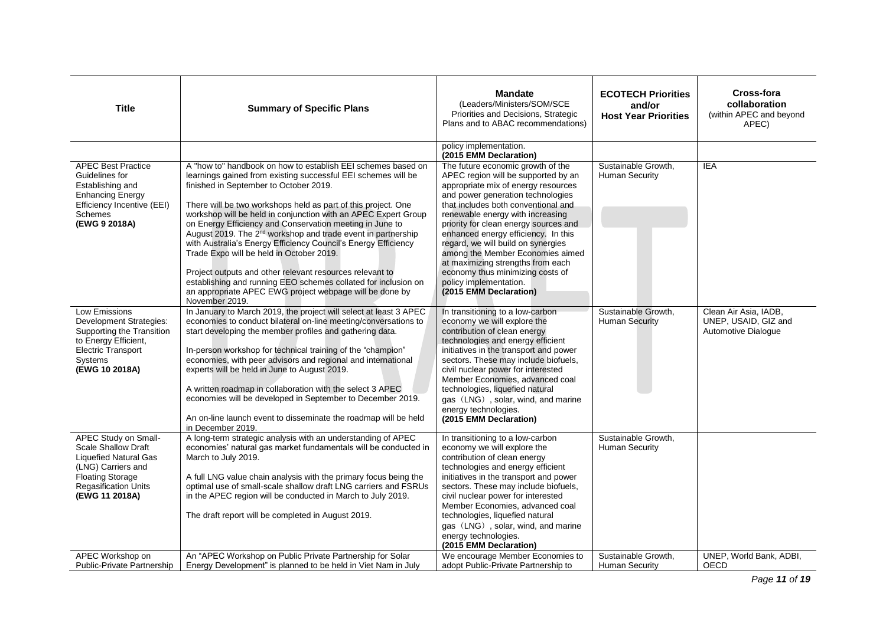| Title | Summary of Specific Plans | Mandate (Leaders/Ministers/SOM/SCE Priorities and Decisions, Strategic Plans and to ABAC recommendations) | ECOTECH Priorities and/or Host Year Priorities | Cross-fora collaboration (within APEC and beyond APEC) |
|---|---|---|---|---|
| | | policy implementation. **(2015 EMM Declaration)** | | |
| APEC Best Practice Guidelines for Establishing and Enhancing Energy Efficiency Incentive (EEI) Schemes **(EWG 9 2018A)** | A "how to" handbook on how to establish EEI schemes based on learnings gained from existing successful EEI schemes will be finished in September to October 2019.<br><br>There will be two workshops held as part of this project. One workshop will be held in conjunction with an APEC Expert Group on Energy Efficiency and Conservation meeting in June to August 2019. The 2nd workshop and trade event in partnership with Australia's Energy Efficiency Council's Energy Efficiency Trade Expo will be held in October 2019.<br><br>Project outputs and other relevant resources relevant to establishing and running EEO schemes collated for inclusion on an appropriate APEC EWG project webpage will be done by November 2019. | The future economic growth of the APEC region will be supported by an appropriate mix of energy resources and power generation technologies that includes both conventional and renewable energy with increasing priority for clean energy sources and enhanced energy efficiency. In this regard, we will build on synergies among the Member Economies aimed at maximizing strengths from each economy thus minimizing costs of policy implementation. **(2015 EMM Declaration)** | Sustainable Growth, Human Security | IEA |
| Low Emissions Development Strategies: Supporting the Transition to Energy Efficient, Electric Transport Systems **(EWG 10 2018A)** | In January to March 2019, the project will select at least 3 APEC economies to conduct bilateral on-line meeting/conversations to start developing the member profiles and gathering data.<br><br>In-person workshop for technical training of the "champion" economies, with peer advisors and regional and international experts will be held in June to August 2019.<br><br>A written roadmap in collaboration with the select 3 APEC economies will be developed in September to December 2019.<br><br>An on-line launch event to disseminate the roadmap will be held in December 2019. | In transitioning to a low-carbon economy we will explore the contribution of clean energy technologies and energy efficient initiatives in the transport and power sectors. These may include biofuels, civil nuclear power for interested Member Economies, advanced coal technologies, liquefied natural gas（LNG）, solar, wind, and marine energy technologies. **(2015 EMM Declaration)** | Sustainable Growth, Human Security | Clean Air Asia, IADB, UNEP, USAID, GIZ and Automotive Dialogue |
| APEC Study on Small-Scale Shallow Draft Liquefied Natural Gas (LNG) Carriers and Floating Storage Regasification Units **(EWG 11 2018A)** | A long-term strategic analysis with an understanding of APEC economies' natural gas market fundamentals will be conducted in March to July 2019.<br><br>A full LNG value chain analysis with the primary focus being the optimal use of small-scale shallow draft LNG carriers and FSRUs in the APEC region will be conducted in March to July 2019.<br><br>The draft report will be completed in August 2019. | In transitioning to a low-carbon economy we will explore the contribution of clean energy technologies and energy efficient initiatives in the transport and power sectors. These may include biofuels, civil nuclear power for interested Member Economies, advanced coal technologies, liquefied natural gas（LNG）, solar, wind, and marine energy technologies. **(2015 EMM Declaration)** | Sustainable Growth, Human Security | |
| APEC Workshop on Public-Private Partnership | An "APEC Workshop on Public Private Partnership for Solar Energy Development" is planned to be held in Viet Nam in July | We encourage Member Economies to adopt Public-Private Partnership to | Sustainable Growth, Human Security | UNEP, World Bank, ADBI, OECD |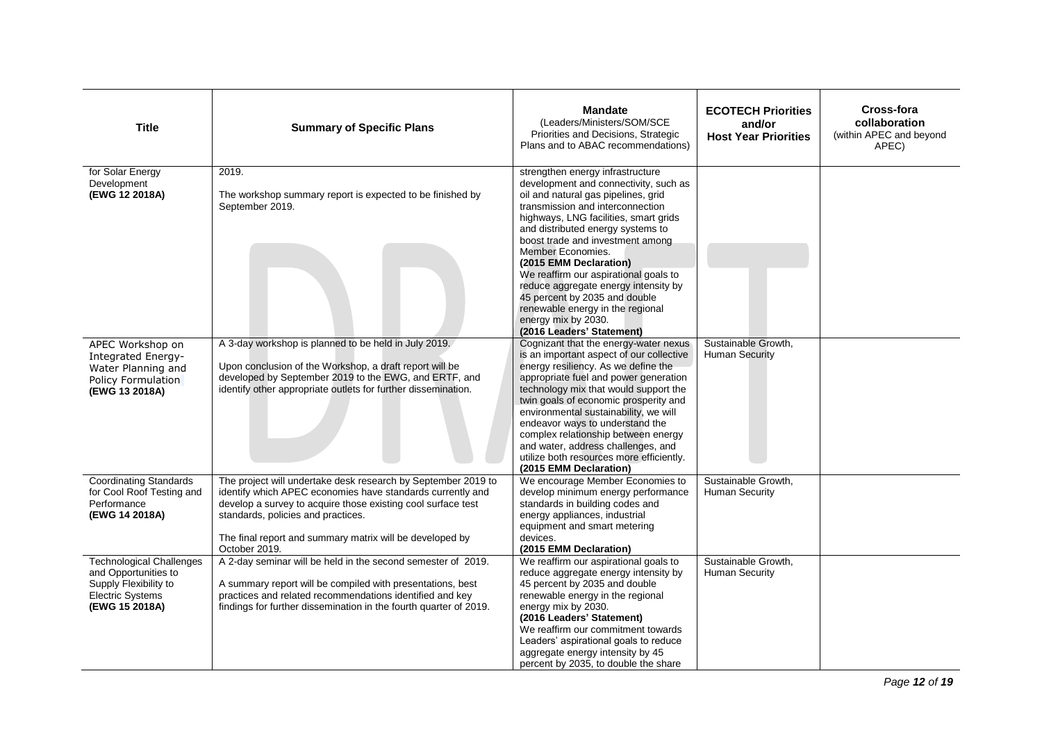| Title | Summary of Specific Plans | Mandate (Leaders/Ministers/SOM/SCE Priorities and Decisions, Strategic Plans and to ABAC recommendations) | ECOTECH Priorities and/or Host Year Priorities | Cross-fora collaboration (within APEC and beyond APEC) |
|---|---|---|---|---|
| for Solar Energy Development **(EWG 12 2018A)** | 2019.<br><br>The workshop summary report is expected to be finished by September 2019. | strengthen energy infrastructure development and connectivity, such as oil and natural gas pipelines, grid transmission and interconnection highways, LNG facilities, smart grids and distributed energy systems to boost trade and investment among Member Economies.<br>**(2015 EMM Declaration)**<br>We reaffirm our aspirational goals to reduce aggregate energy intensity by 45 percent by 2035 and double renewable energy in the regional energy mix by 2030.<br>**(2016 Leaders' Statement)** | | |
| APEC Workshop on Integrated Energy-Water Planning and Policy Formulation **(EWG 13 2018A)** | A 3-day workshop is planned to be held in July 2019.<br><br>Upon conclusion of the Workshop, a draft report will be developed by September 2019 to the EWG, and ERTF, and identify other appropriate outlets for further dissemination. | Cognizant that the energy-water nexus is an important aspect of our collective energy resiliency. As we define the appropriate fuel and power generation technology mix that would support the twin goals of economic prosperity and environmental sustainability, we will endeavor ways to understand the complex relationship between energy and water, address challenges, and utilize both resources more efficiently.<br>**(2015 EMM Declaration)** | Sustainable Growth, Human Security | |
| Coordinating Standards for Cool Roof Testing and Performance **(EWG 14 2018A)** | The project will undertake desk research by September 2019 to identify which APEC economies have standards currently and develop a survey to acquire those existing cool surface test standards, policies and practices.<br><br>The final report and summary matrix will be developed by October 2019. | We encourage Member Economies to develop minimum energy performance standards in building codes and energy appliances, industrial equipment and smart metering devices.<br>**(2015 EMM Declaration)** | Sustainable Growth, Human Security | |
| Technological Challenges and Opportunities to Supply Flexibility to Electric Systems **(EWG 15 2018A)** | A 2-day seminar will be held in the second semester of 2019.<br><br>A summary report will be compiled with presentations, best practices and related recommendations identified and key findings for further dissemination in the fourth quarter of 2019. | We reaffirm our aspirational goals to reduce aggregate energy intensity by 45 percent by 2035 and double renewable energy in the regional energy mix by 2030.<br>**(2016 Leaders' Statement)**<br>We reaffirm our commitment towards Leaders' aspirational goals to reduce aggregate energy intensity by 45 percent by 2035, to double the share | Sustainable Growth, Human Security | |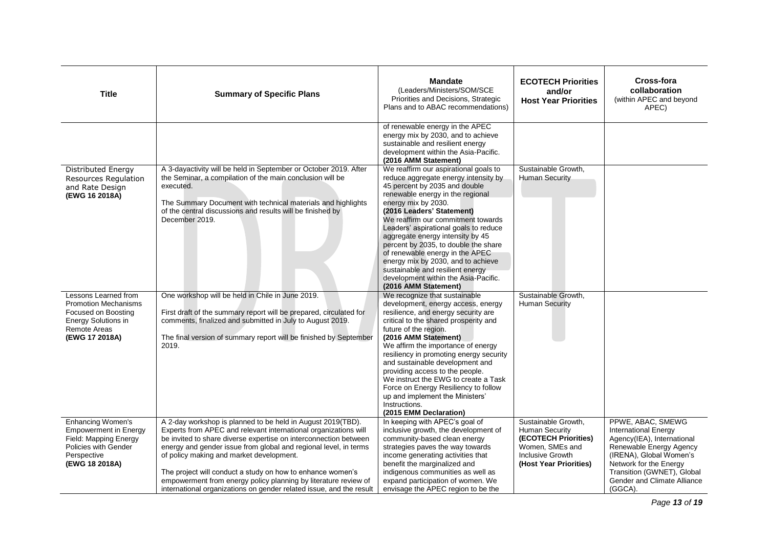| Title | Summary of Specific Plans | Mandate (Leaders/Ministers/SOM/SCE Priorities and Decisions, Strategic Plans and to ABAC recommendations) | ECOTECH Priorities and/or Host Year Priorities | Cross-fora collaboration (within APEC and beyond APEC) |
|---|---|---|---|---|
| | | of renewable energy in the APEC energy mix by 2030, and to achieve sustainable and resilient energy development within the Asia-Pacific. **(2016 AMM Statement)** | | |
| Distributed Energy Resources Regulation and Rate Design **(EWG 16 2018A)** | A 3-dayactivity will be held in September or October 2019. After the Seminar, a compilation of the main conclusion will be executed.<br><br>The Summary Document with technical materials and highlights of the central discussions and results will be finished by December 2019. | We reaffirm our aspirational goals to reduce aggregate energy intensity by 45 percent by 2035 and double renewable energy in the regional energy mix by 2030. **(2016 Leaders' Statement)** We reaffirm our commitment towards Leaders' aspirational goals to reduce aggregate energy intensity by 45 percent by 2035, to double the share of renewable energy in the APEC energy mix by 2030, and to achieve sustainable and resilient energy development within the Asia-Pacific. **(2016 AMM Statement)** | Sustainable Growth, Human Security | |
| Lessons Learned from Promotion Mechanisms Focused on Boosting Energy Solutions in Remote Areas **(EWG 17 2018A)** | One workshop will be held in Chile in June 2019.<br><br>First draft of the summary report will be prepared, circulated for comments, finalized and submitted in July to August 2019.<br><br>The final version of summary report will be finished by September 2019. | We recognize that sustainable development, energy access, energy resilience, and energy security are critical to the shared prosperity and future of the region. **(2016 AMM Statement)** We affirm the importance of energy resiliency in promoting energy security and sustainable development and providing access to the people. We instruct the EWG to create a Task Force on Energy Resiliency to follow up and implement the Ministers' Instructions. **(2015 EMM Declaration)** | Sustainable Growth, Human Security | |
| Enhancing Women's Empowerment in Energy Field: Mapping Energy Policies with Gender Perspective **(EWG 18 2018A)** | A 2-day workshop is planned to be held in August 2019(TBD). Experts from APEC and relevant international organizations will be invited to share diverse expertise on interconnection between energy and gender issue from global and regional level, in terms of policy making and market development.<br><br>The project will conduct a study on how to enhance women's empowerment from energy policy planning by literature review of international organizations on gender related issue, and the result | In keeping with APEC's goal of inclusive growth, the development of community-based clean energy strategies paves the way towards income generating activities that benefit the marginalized and indigenous communities as well as expand participation of women. We envisage the APEC region to be the | Sustainable Growth, Human Security **(ECOTECH Priorities)** Women, SMEs and Inclusive Growth **(Host Year Priorities)** | PPWE, ABAC, SMEWG International Energy Agency(IEA), International Renewable Energy Agency (IRENA), Global Women's Network for the Energy Transition (GWNET), Global Gender and Climate Alliance (GGCA). |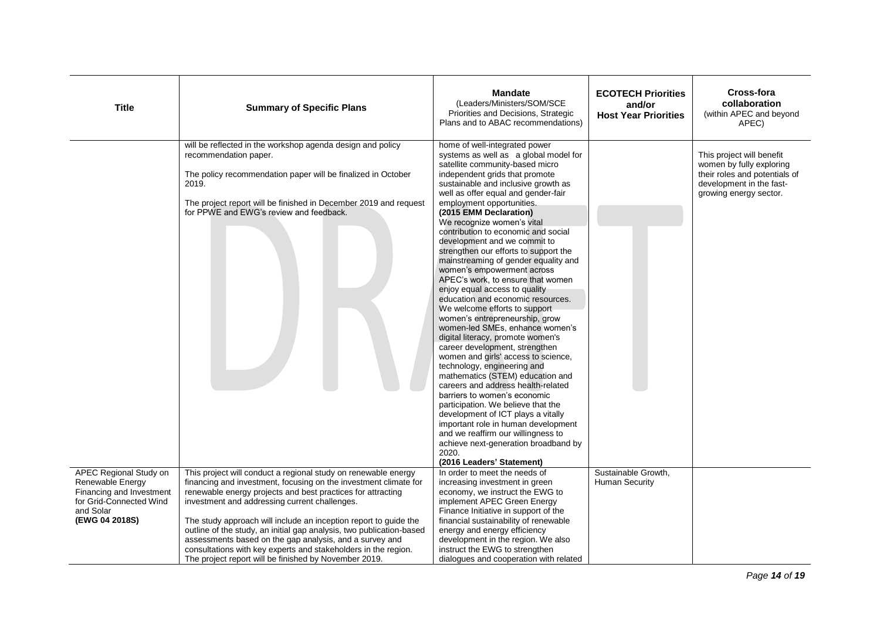| Title | Summary of Specific Plans | Mandate (Leaders/Ministers/SOM/SCE Priorities and Decisions, Strategic Plans and to ABAC recommendations) | ECOTECH Priorities and/or Host Year Priorities | Cross-fora collaboration (within APEC and beyond APEC) |
|---|---|---|---|---|
| | will be reflected in the workshop agenda design and policy recommendation paper.<br><br>The policy recommendation paper will be finalized in October 2019.<br><br>The project report will be finished in December 2019 and request for PPWE and EWG's review and feedback. | home of well-integrated power systems as well as a global model for satellite community-based micro independent grids that promote sustainable and inclusive growth as well as offer equal and gender-fair employment opportunities.<br>**(2015 EMM Declaration)**<br>We recognize women's vital contribution to economic and social development and we commit to strengthen our efforts to support the mainstreaming of gender equality and women's empowerment across APEC's work, to ensure that women enjoy equal access to quality education and economic resources. We welcome efforts to support women's entrepreneurship, grow women-led SMEs, enhance women's digital literacy, promote women's career development, strengthen women and girls' access to science, technology, engineering and mathematics (STEM) education and careers and address health-related barriers to women's economic participation. We believe that the development of ICT plays a vitally important role in human development and we reaffirm our willingness to achieve next-generation broadband by 2020.<br>**(2016 Leaders' Statement)** | | This project will benefit women by fully exploring their roles and potentials of development in the fast-growing energy sector. |
| APEC Regional Study on Renewable Energy Financing and Investment for Grid-Connected Wind and Solar<br>**(EWG 04 2018S)** | This project will conduct a regional study on renewable energy financing and investment, focusing on the investment climate for renewable energy projects and best practices for attracting investment and addressing current challenges.<br><br>The study approach will include an inception report to guide the outline of the study, an initial gap analysis, two publication-based assessments based on the gap analysis, and a survey and consultations with key experts and stakeholders in the region. The project report will be finished by November 2019. | In order to meet the needs of increasing investment in green economy, we instruct the EWG to implement APEC Green Energy Finance Initiative in support of the financial sustainability of renewable energy and energy efficiency development in the region. We also instruct the EWG to strengthen dialogues and cooperation with related | Sustainable Growth, Human Security | |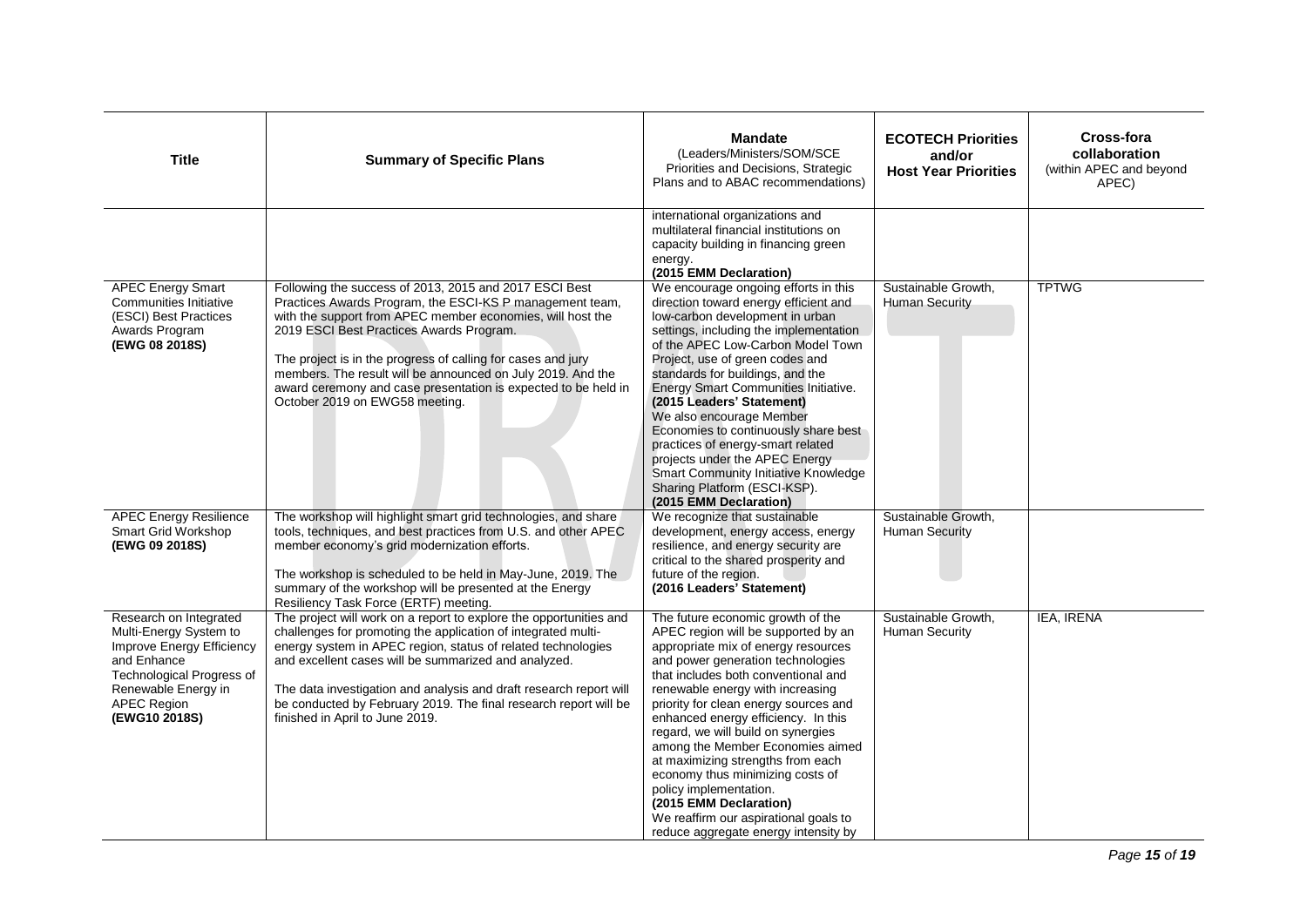| Title | Summary of Specific Plans | Mandate (Leaders/Ministers/SOM/SCE Priorities and Decisions, Strategic Plans and to ABAC recommendations) | ECOTECH Priorities and/or Host Year Priorities | Cross-fora collaboration (within APEC and beyond APEC) |
|---|---|---|---|---|
| | | international organizations and multilateral financial institutions on capacity building in financing green energy. **(2015 EMM Declaration)** | | |
| APEC Energy Smart Communities Initiative (ESCI) Best Practices Awards Program **(EWG 08 2018S)** | Following the success of 2013, 2015 and 2017 ESCI Best Practices Awards Program, the ESCI-KS P management team, with the support from APEC member economies, will host the 2019 ESCI Best Practices Awards Program.<br><br>The project is in the progress of calling for cases and jury members. The result will be announced on July 2019. And the award ceremony and case presentation is expected to be held in October 2019 on EWG58 meeting. | We encourage ongoing efforts in this direction toward energy efficient and low-carbon development in urban settings, including the implementation of the APEC Low-Carbon Model Town Project, use of green codes and standards for buildings, and the Energy Smart Communities Initiative. **(2015 Leaders' Statement)**<br>We also encourage Member Economies to continuously share best practices of energy-smart related projects under the APEC Energy Smart Community Initiative Knowledge Sharing Platform (ESCI-KSP). **(2015 EMM Declaration)** | Sustainable Growth, Human Security | TPTWG |
| APEC Energy Resilience Smart Grid Workshop **(EWG 09 2018S)** | The workshop will highlight smart grid technologies, and share tools, techniques, and best practices from U.S. and other APEC member economy's grid modernization efforts.<br><br>The workshop is scheduled to be held in May-June, 2019. The summary of the workshop will be presented at the Energy Resiliency Task Force (ERTF) meeting. | We recognize that sustainable development, energy access, energy resilience, and energy security are critical to the shared prosperity and future of the region. **(2016 Leaders' Statement)** | Sustainable Growth, Human Security | |
| Research on Integrated Multi-Energy System to Improve Energy Efficiency and Enhance Technological Progress of Renewable Energy in APEC Region **(EWG10 2018S)** | The project will work on a report to explore the opportunities and challenges for promoting the application of integrated multi-energy system in APEC region, status of related technologies and excellent cases will be summarized and analyzed.<br><br>The data investigation and analysis and draft research report will be conducted by February 2019. The final research report will be finished in April to June 2019. | The future economic growth of the APEC region will be supported by an appropriate mix of energy resources and power generation technologies that includes both conventional and renewable energy with increasing priority for clean energy sources and enhanced energy efficiency. In this regard, we will build on synergies among the Member Economies aimed at maximizing strengths from each economy thus minimizing costs of policy implementation. **(2015 EMM Declaration)**<br>We reaffirm our aspirational goals to reduce aggregate energy intensity by | Sustainable Growth, Human Security | IEA, IRENA |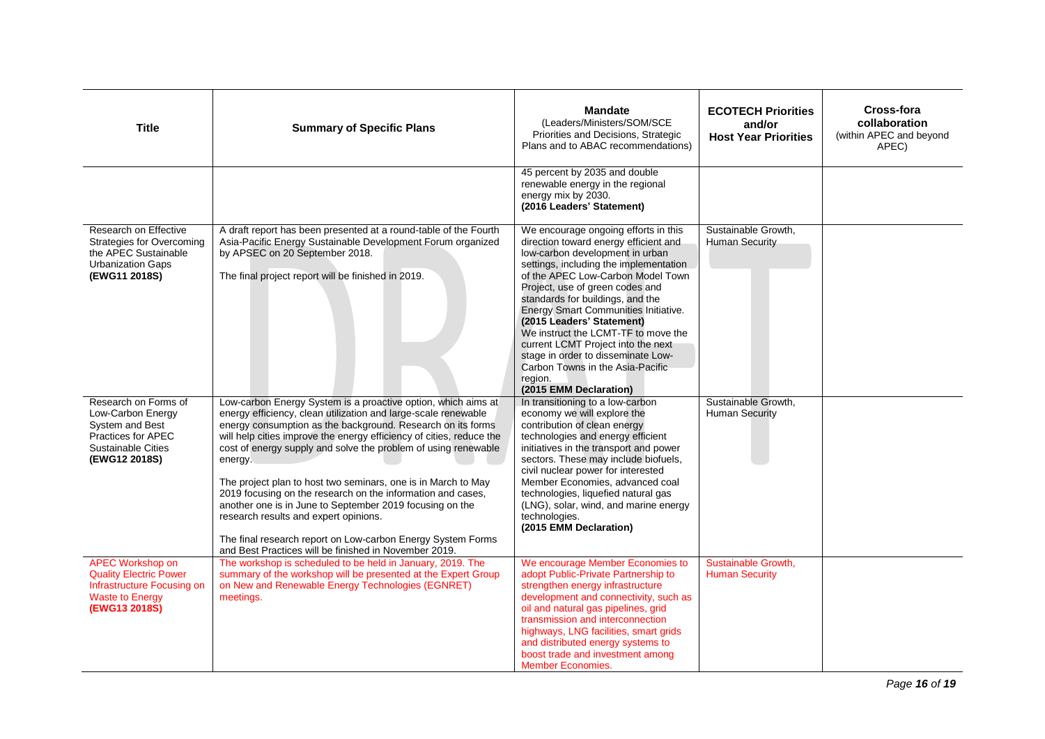| Title | Summary of Specific Plans | Mandate (Leaders/Ministers/SOM/SCE Priorities and Decisions, Strategic Plans and to ABAC recommendations) | ECOTECH Priorities and/or Host Year Priorities | Cross-fora collaboration (within APEC and beyond APEC) |
|---|---|---|---|---|
| | | 45 percent by 2035 and double renewable energy in the regional energy mix by 2030. **(2016 Leaders' Statement)** | | |
| Research on Effective Strategies for Overcoming the APEC Sustainable Urbanization Gaps **(EWG11 2018S)** | A draft report has been presented at a round-table of the Fourth Asia-Pacific Energy Sustainable Development Forum organized by APSEC on 20 September 2018.<br><br>The final project report will be finished in 2019. | We encourage ongoing efforts in this direction toward energy efficient and low-carbon development in urban settings, including the implementation of the APEC Low-Carbon Model Town Project, use of green codes and standards for buildings, and the Energy Smart Communities Initiative. **(2015 Leaders' Statement)**<br>We instruct the LCMT-TF to move the current LCMT Project into the next stage in order to disseminate Low-Carbon Towns in the Asia-Pacific region. **(2015 EMM Declaration)** | Sustainable Growth, Human Security | |
| Research on Forms of Low-Carbon Energy System and Best Practices for APEC Sustainable Cities **(EWG12 2018S)** | Low-carbon Energy System is a proactive option, which aims at energy efficiency, clean utilization and large-scale renewable energy consumption as the background. Research on its forms will help cities improve the energy efficiency of cities, reduce the cost of energy supply and solve the problem of using renewable energy.<br><br>The project plan to host two seminars, one is in March to May 2019 focusing on the research on the information and cases, another one is in June to September 2019 focusing on the research results and expert opinions.<br><br>The final research report on Low-carbon Energy System Forms and Best Practices will be finished in November 2019. | In transitioning to a low-carbon economy we will explore the contribution of clean energy technologies and energy efficient initiatives in the transport and power sectors. These may include biofuels, civil nuclear power for interested Member Economies, advanced coal technologies, liquefied natural gas (LNG), solar, wind, and marine energy technologies. **(2015 EMM Declaration)** | Sustainable Growth, Human Security | |
| APEC Workshop on Quality Electric Power Infrastructure Focusing on Waste to Energy **(EWG13 2018S)** | The workshop is scheduled to be held in January, 2019. The summary of the workshop will be presented at the Expert Group on New and Renewable Energy Technologies (EGNRET) meetings. | We encourage Member Economies to adopt Public-Private Partnership to strengthen energy infrastructure development and connectivity, such as oil and natural gas pipelines, grid transmission and interconnection highways, LNG facilities, smart grids and distributed energy systems to boost trade and investment among Member Economies. | Sustainable Growth, Human Security | |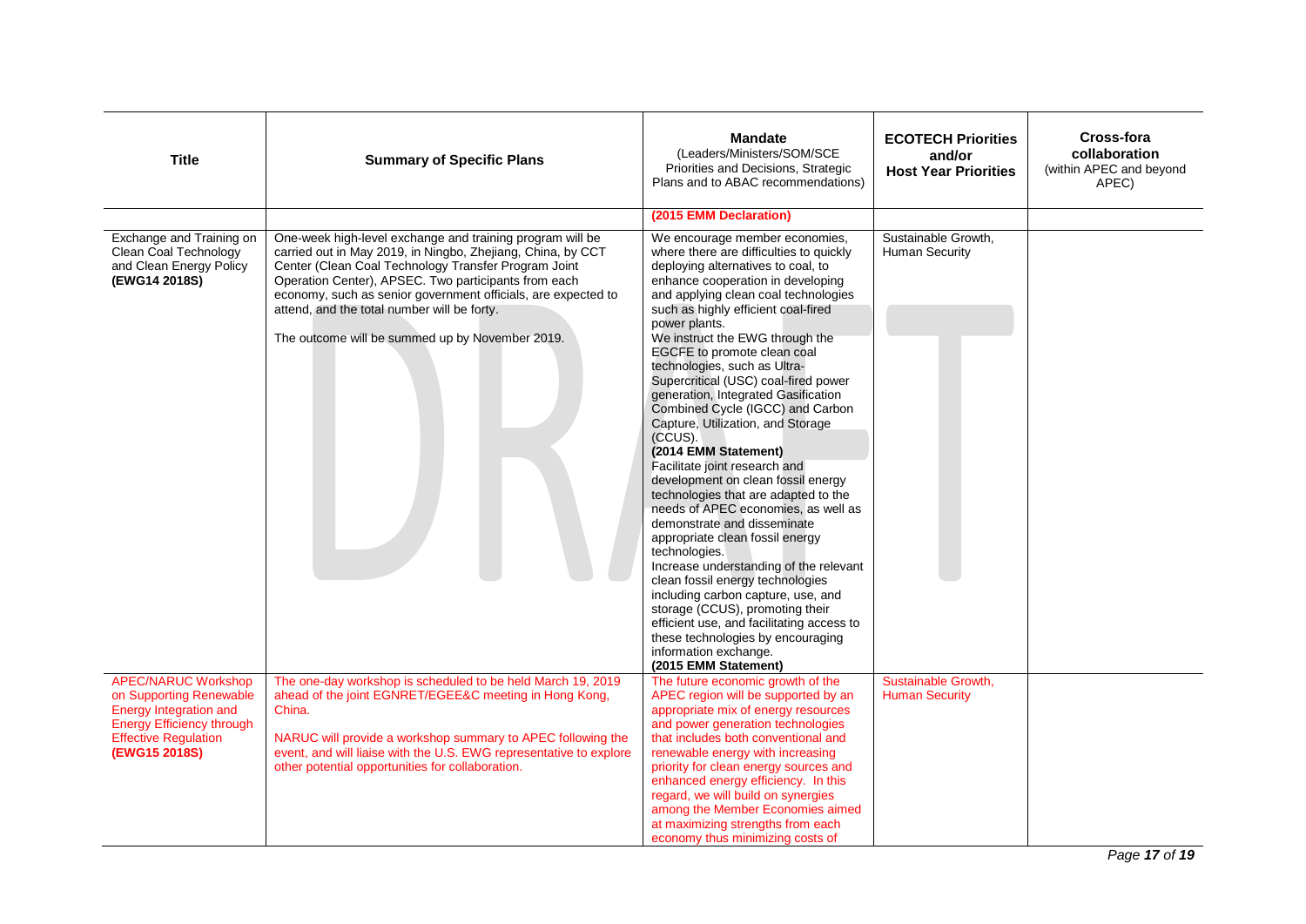| Title | Summary of Specific Plans | Mandate (Leaders/Ministers/SOM/SCE Priorities and Decisions, Strategic Plans and to ABAC recommendations) | ECOTECH Priorities and/or Host Year Priorities | Cross-fora collaboration (within APEC and beyond APEC) |
|---|---|---|---|---|
| | | **(2015 EMM Declaration)** | | |
| Exchange and Training on Clean Coal Technology and Clean Energy Policy **(EWG14 2018S)** | One-week high-level exchange and training program will be carried out in May 2019, in Ningbo, Zhejiang, China, by CCT Center (Clean Coal Technology Transfer Program Joint Operation Center), APSEC. Two participants from each economy, such as senior government officials, are expected to attend, and the total number will be forty.<br><br>The outcome will be summed up by November 2019. | We encourage member economies, where there are difficulties to quickly deploying alternatives to coal, to enhance cooperation in developing and applying clean coal technologies such as highly efficient coal-fired power plants.<br>We instruct the EWG through the EGCFE to promote clean coal technologies, such as Ultra-Supercritical (USC) coal-fired power generation, Integrated Gasification Combined Cycle (IGCC) and Carbon Capture, Utilization, and Storage (CCUS).<br>**(2014 EMM Statement)**<br>Facilitate joint research and development on clean fossil energy technologies that are adapted to the needs of APEC economies, as well as demonstrate and disseminate appropriate clean fossil energy technologies.<br>Increase understanding of the relevant clean fossil energy technologies including carbon capture, use, and storage (CCUS), promoting their efficient use, and facilitating access to these technologies by encouraging information exchange.<br>**(2015 EMM Statement)** | Sustainable Growth, Human Security | |
| APEC/NARUC Workshop on Supporting Renewable Energy Integration and Energy Efficiency through Effective Regulation **(EWG15 2018S)** | The one-day workshop is scheduled to be held March 19, 2019 ahead of the joint EGNRET/EGEE&C meeting in Hong Kong, China.<br><br>NARUC will provide a workshop summary to APEC following the event, and will liaise with the U.S. EWG representative to explore other potential opportunities for collaboration. | The future economic growth of the APEC region will be supported by an appropriate mix of energy resources and power generation technologies that includes both conventional and renewable energy with increasing priority for clean energy sources and enhanced energy efficiency. In this regard, we will build on synergies among the Member Economies aimed at maximizing strengths from each economy thus minimizing costs of | Sustainable Growth, Human Security | |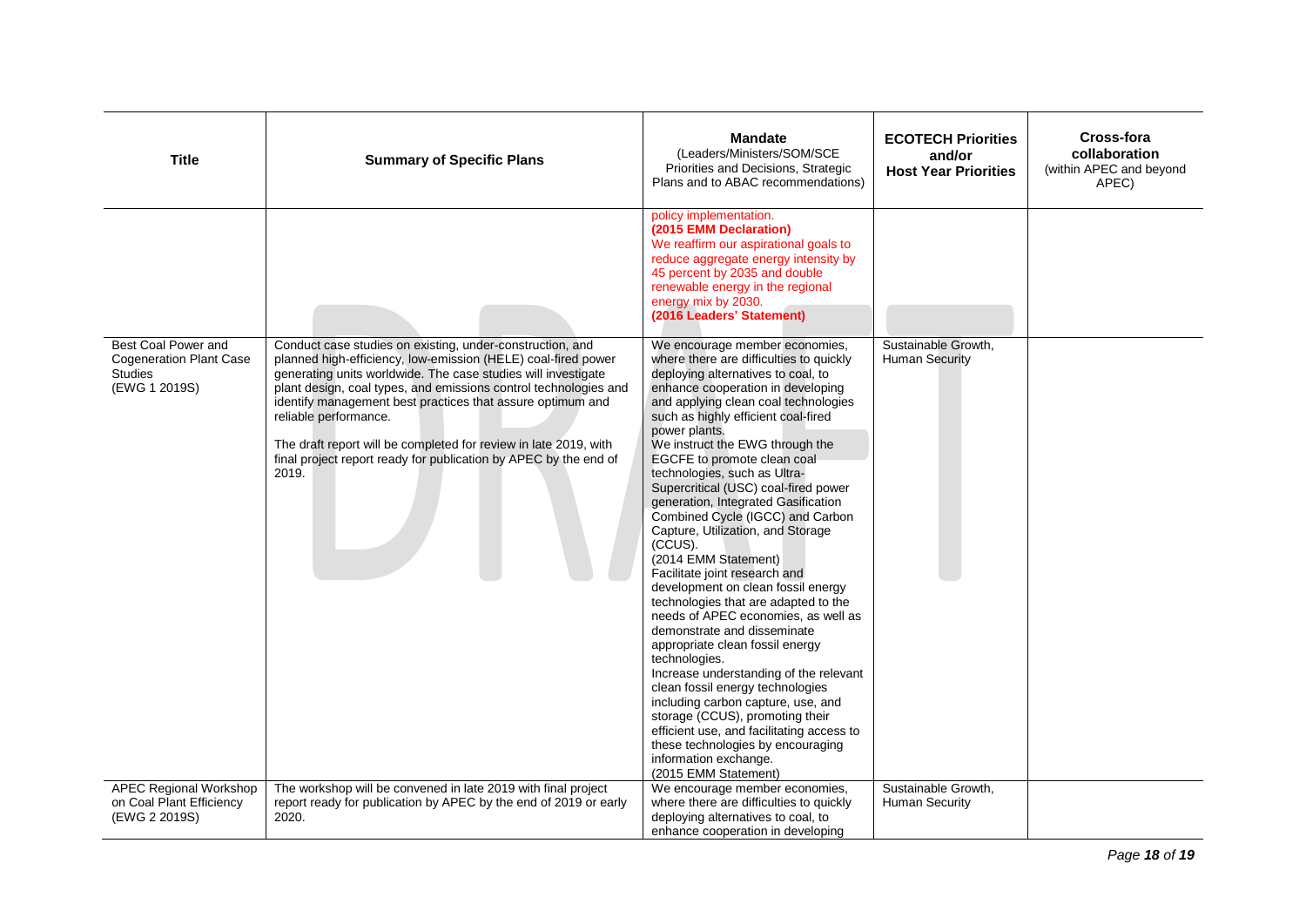| Title | Summary of Specific Plans | Mandate (Leaders/Ministers/SOM/SCE Priorities and Decisions, Strategic Plans and to ABAC recommendations) | ECOTECH Priorities and/or Host Year Priorities | Cross-fora collaboration (within APEC and beyond APEC) |
|---|---|---|---|---|
| | | policy implementation. **(2015 EMM Declaration)** We reaffirm our aspirational goals to reduce aggregate energy intensity by 45 percent by 2035 and double renewable energy in the regional energy mix by 2030. **(2016 Leaders' Statement)** | | |
| Best Coal Power and Cogeneration Plant Case Studies (EWG 1 2019S) | Conduct case studies on existing, under-construction, and planned high-efficiency, low-emission (HELE) coal-fired power generating units worldwide. The case studies will investigate plant design, coal types, and emissions control technologies and identify management best practices that assure optimum and reliable performance.<br><br>The draft report will be completed for review in late 2019, with final project report ready for publication by APEC by the end of 2019. | We encourage member economies, where there are difficulties to quickly deploying alternatives to coal, to enhance cooperation in developing and applying clean coal technologies such as highly efficient coal-fired power plants.<br>We instruct the EWG through the EGCFE to promote clean coal technologies, such as Ultra-Supercritical (USC) coal-fired power generation, Integrated Gasification Combined Cycle (IGCC) and Carbon Capture, Utilization, and Storage (CCUS).<br>(2014 EMM Statement)<br>Facilitate joint research and development on clean fossil energy technologies that are adapted to the needs of APEC economies, as well as demonstrate and disseminate appropriate clean fossil energy technologies.<br>Increase understanding of the relevant clean fossil energy technologies including carbon capture, use, and storage (CCUS), promoting their efficient use, and facilitating access to these technologies by encouraging information exchange.<br>(2015 EMM Statement) | Sustainable Growth, Human Security | |
| APEC Regional Workshop on Coal Plant Efficiency (EWG 2 2019S) | The workshop will be convened in late 2019 with final project report ready for publication by APEC by the end of 2019 or early 2020. | We encourage member economies, where there are difficulties to quickly deploying alternatives to coal, to enhance cooperation in developing | Sustainable Growth, Human Security | |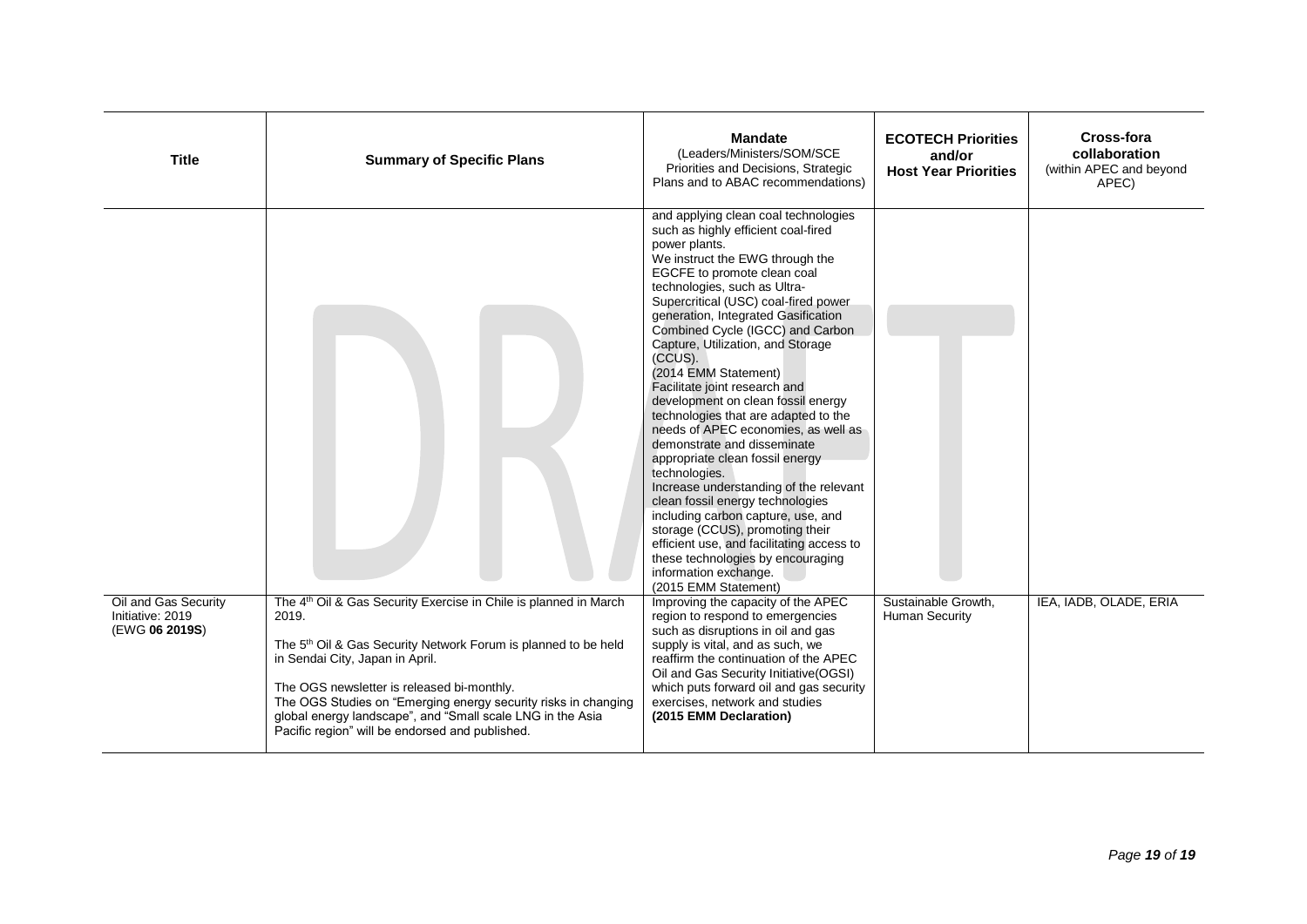| Title | Summary of Specific Plans | Mandate (Leaders/Ministers/SOM/SCE Priorities and Decisions, Strategic Plans and to ABAC recommendations) | ECOTECH Priorities and/or Host Year Priorities | Cross-fora collaboration (within APEC and beyond APEC) |
|---|---|---|---|---|
| | | and applying clean coal technologies such as highly efficient coal-fired power plants. We instruct the EWG through the EGCFE to promote clean coal technologies, such as Ultra-Supercritical (USC) coal-fired power generation, Integrated Gasification Combined Cycle (IGCC) and Carbon Capture, Utilization, and Storage (CCUS). (2014 EMM Statement) Facilitate joint research and development on clean fossil energy technologies that are adapted to the needs of APEC economies, as well as demonstrate and disseminate appropriate clean fossil energy technologies. Increase understanding of the relevant clean fossil energy technologies including carbon capture, use, and storage (CCUS), promoting their efficient use, and facilitating access to these technologies by encouraging information exchange. (2015 EMM Statement) | | |
| Oil and Gas Security Initiative: 2019 (EWG **06 2019S**) | The 4th Oil & Gas Security Exercise in Chile is planned in March 2019.<br><br>The 5th Oil & Gas Security Network Forum is planned to be held in Sendai City, Japan in April.<br><br>The OGS newsletter is released bi-monthly.<br>The OGS Studies on "Emerging energy security risks in changing global energy landscape", and "Small scale LNG in the Asia Pacific region" will be endorsed and published. | Improving the capacity of the APEC region to respond to emergencies such as disruptions in oil and gas supply is vital, and as such, we reaffirm the continuation of the APEC Oil and Gas Security Initiative(OGSI) which puts forward oil and gas security exercises, network and studies **(2015 EMM Declaration)** | Sustainable Growth, Human Security | IEA, IADB, OLADE, ERIA |